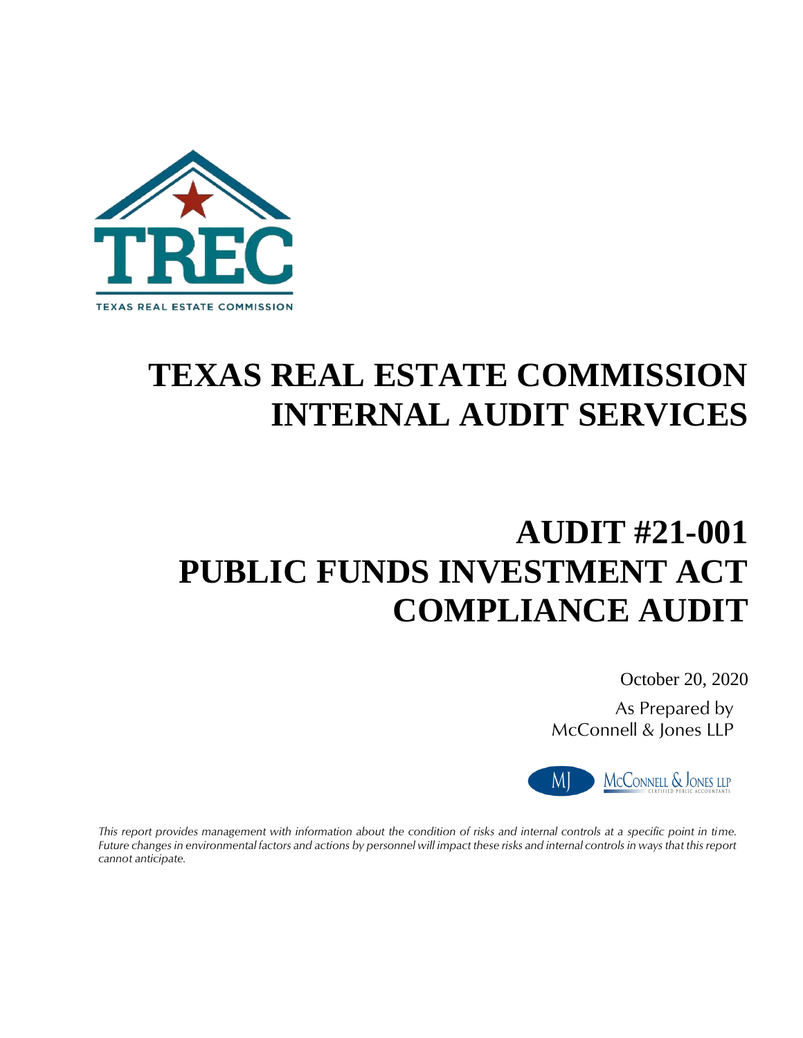TEXAS REAL ESTATE COMMISSION

# TEXAS REAL ESTATE COMMISSION INTERNAL AUDIT SERVICES

# AUDIT #21-001 PUBLIC FUNDS INVESTMENT ACT COMPLIANCE AUDIT

October 20, 2020

As Prepared by
McConnell & Jones LLP

MJ McCONNELL & JONES LLP CERTIFIED PUBLIC ACCOUNTANTS

*This report provides management with information about the condition of risks and internal controls at a specific point in time. Future changes in environmental factors and actions by personnel will impact these risks and internal controls in ways that this report cannot anticipate.*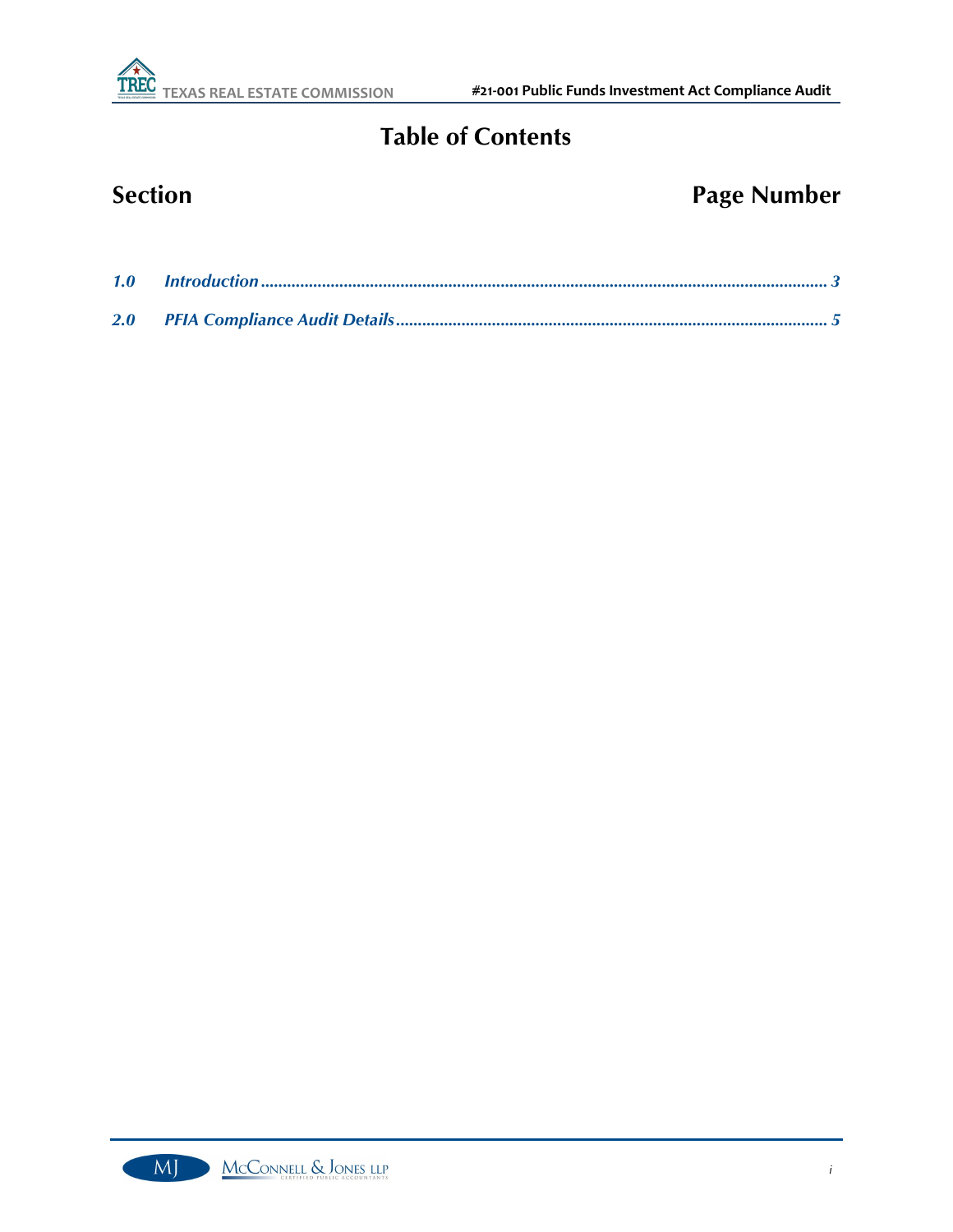# Table of Contents

| Section | Page Number |
| --- | --- |
| *1.0 Introduction* | *3* |
| *2.0 PFIA Compliance Audit Details* | *5* |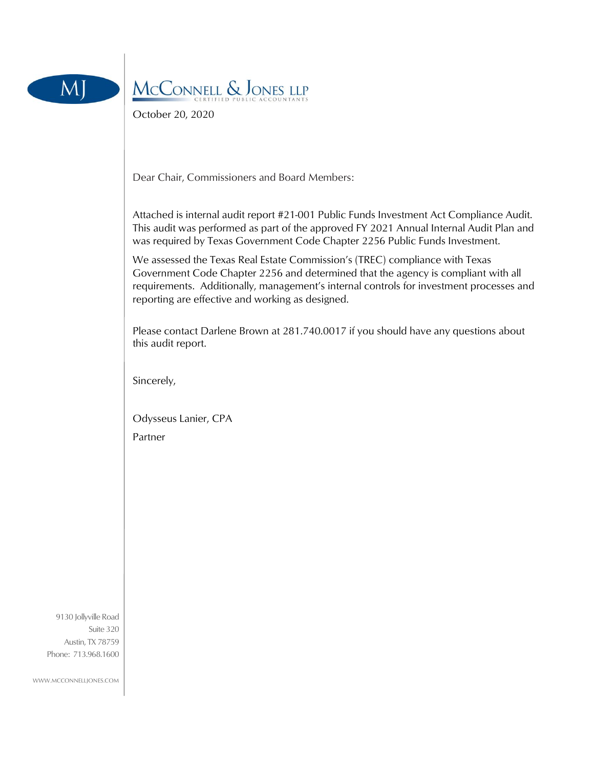# McConnell & Jones LLP

CERTIFIED PUBLIC ACCOUNTANTS

October 20, 2020

Dear Chair, Commissioners and Board Members:

Attached is internal audit report #21-001 Public Funds Investment Act Compliance Audit. This audit was performed as part of the approved FY 2021 Annual Internal Audit Plan and was required by Texas Government Code Chapter 2256 Public Funds Investment.

We assessed the Texas Real Estate Commission's (TREC) compliance with Texas Government Code Chapter 2256 and determined that the agency is compliant with all requirements. Additionally, management's internal controls for investment processes and reporting are effective and working as designed.

Please contact Darlene Brown at 281.740.0017 if you should have any questions about this audit report.

Sincerely,

Odysseus Lanier, CPA

Partner

9130 Jollyville Road
Suite 320
Austin, TX 78759
Phone: 713.968.1600

WWW.MCCONNELLJONES.COM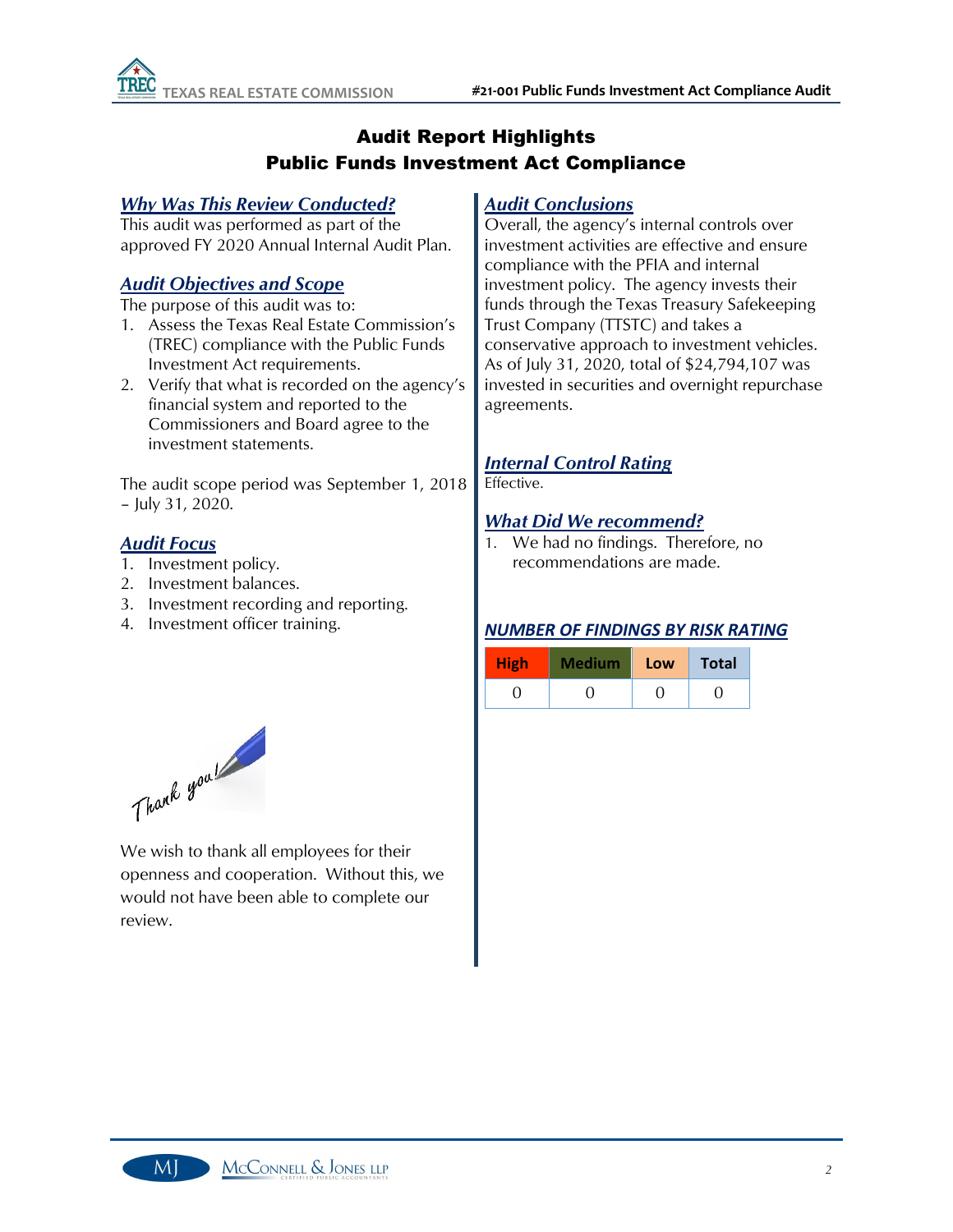# Audit Report Highlights
# Public Funds Investment Act Compliance

## *Why Was This Review Conducted?*

This audit was performed as part of the approved FY 2020 Annual Internal Audit Plan.

## *Audit Objectives and Scope*

The purpose of this audit was to:

1. Assess the Texas Real Estate Commission's (TREC) compliance with the Public Funds Investment Act requirements.
2. Verify that what is recorded on the agency's financial system and reported to the Commissioners and Board agree to the investment statements.

The audit scope period was September 1, 2018 – July 31, 2020.

## *Audit Focus*

1. Investment policy.
2. Investment balances.
3. Investment recording and reporting.
4. Investment officer training.

Thank you!

We wish to thank all employees for their openness and cooperation. Without this, we would not have been able to complete our review.

## *Audit Conclusions*

Overall, the agency's internal controls over investment activities are effective and ensure compliance with the PFIA and internal investment policy. The agency invests their funds through the Texas Treasury Safekeeping Trust Company (TTSTC) and takes a conservative approach to investment vehicles. As of July 31, 2020, total of $24,794,107 was invested in securities and overnight repurchase agreements.

## *Internal Control Rating*

Effective.

## *What Did We recommend?*

1. We had no findings. Therefore, no recommendations are made.

## *NUMBER OF FINDINGS BY RISK RATING*

| High | Medium | Low | Total |
|---|---|---|---|
| 0 | 0 | 0 | 0 |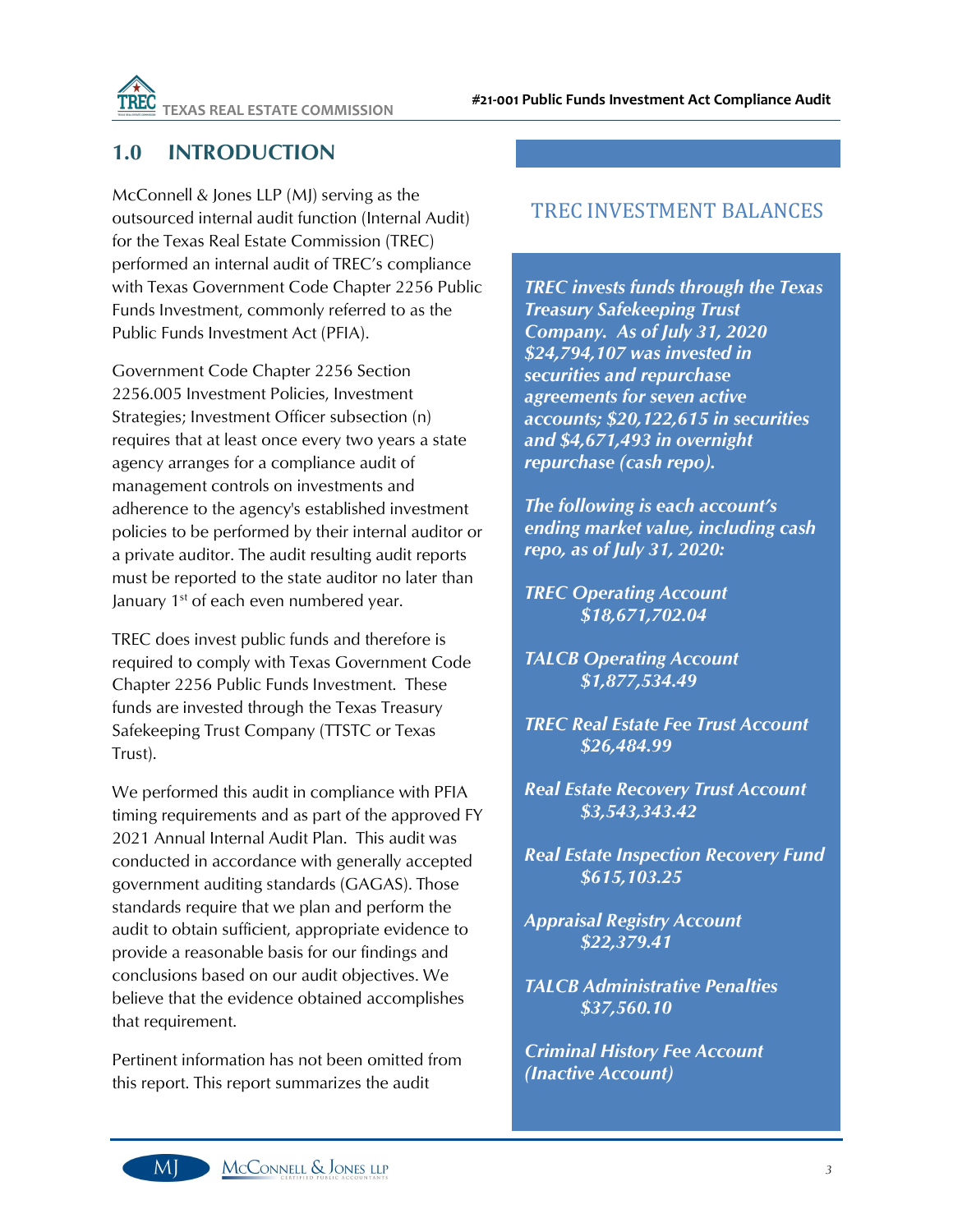# 1.0 INTRODUCTION

McConnell & Jones LLP (MJ) serving as the outsourced internal audit function (Internal Audit) for the Texas Real Estate Commission (TREC) performed an internal audit of TREC's compliance with Texas Government Code Chapter 2256 Public Funds Investment, commonly referred to as the Public Funds Investment Act (PFIA).

Government Code Chapter 2256 Section 2256.005 Investment Policies, Investment Strategies; Investment Officer subsection (n) requires that at least once every two years a state agency arranges for a compliance audit of management controls on investments and adherence to the agency's established investment policies to be performed by their internal auditor or a private auditor. The audit resulting audit reports must be reported to the state auditor no later than January 1st of each even numbered year.

TREC does invest public funds and therefore is required to comply with Texas Government Code Chapter 2256 Public Funds Investment. These funds are invested through the Texas Treasury Safekeeping Trust Company (TTSTC or Texas Trust).

We performed this audit in compliance with PFIA timing requirements and as part of the approved FY 2021 Annual Internal Audit Plan. This audit was conducted in accordance with generally accepted government auditing standards (GAGAS). Those standards require that we plan and perform the audit to obtain sufficient, appropriate evidence to provide a reasonable basis for our findings and conclusions based on our audit objectives. We believe that the evidence obtained accomplishes that requirement.

Pertinent information has not been omitted from this report. This report summarizes the audit

## TREC INVESTMENT BALANCES

***TREC invests funds through the Texas Treasury Safekeeping Trust Company. As of July 31, 2020 $24,794,107 was invested in securities and repurchase agreements for seven active accounts; $20,122,615 in securities and $4,671,493 in overnight repurchase (cash repo).***

***The following is each account's ending market value, including cash repo, as of July 31, 2020:***

***TREC Operating Account***
***$18,671,702.04***

***TALCB Operating Account***
***$1,877,534.49***

***TREC Real Estate Fee Trust Account***
***$26,484.99***

***Real Estate Recovery Trust Account***
***$3,543,343.42***

***Real Estate Inspection Recovery Fund***
***$615,103.25***

***Appraisal Registry Account***
***$22,379.41***

***TALCB Administrative Penalties***
***$37,560.10***

***Criminal History Fee Account (Inactive Account)***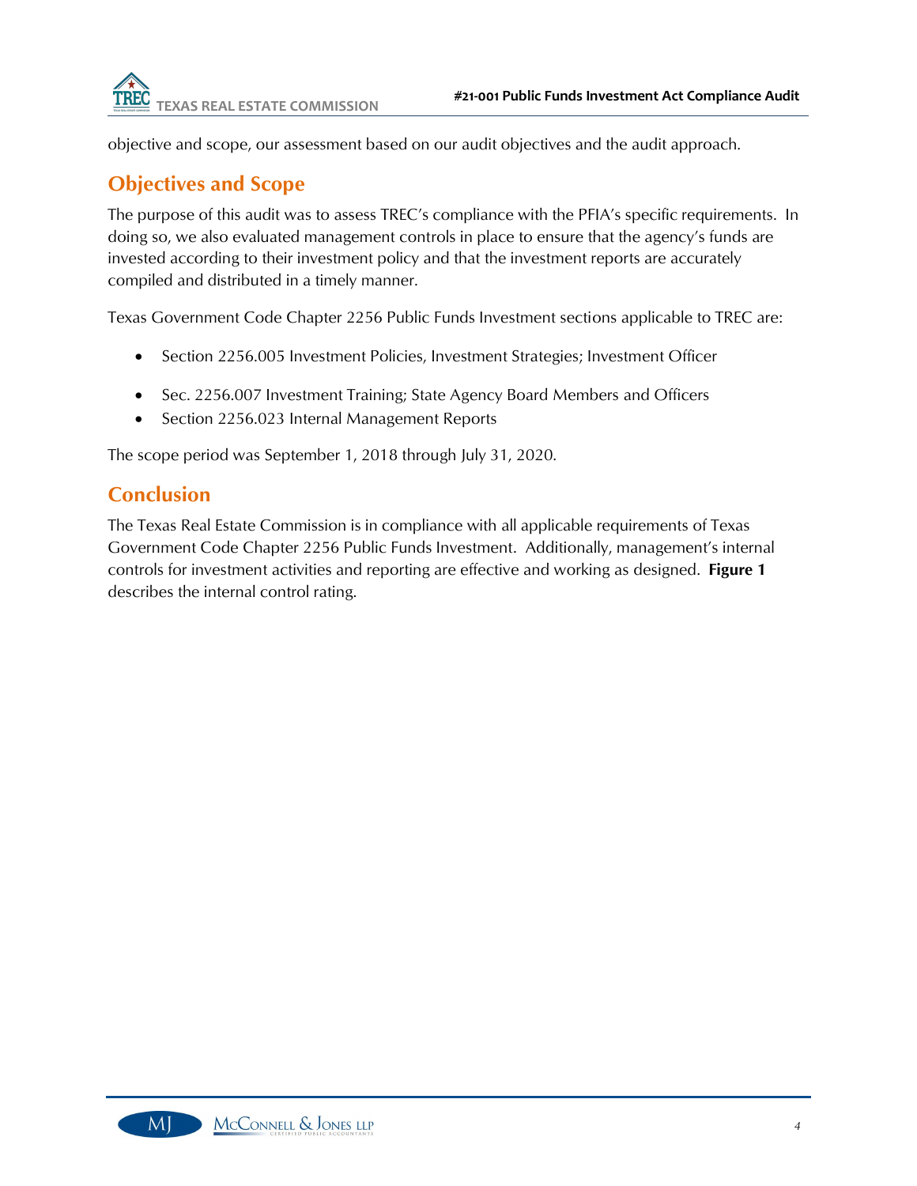objective and scope, our assessment based on our audit objectives and the audit approach.

## Objectives and Scope

The purpose of this audit was to assess TREC's compliance with the PFIA's specific requirements. In doing so, we also evaluated management controls in place to ensure that the agency's funds are invested according to their investment policy and that the investment reports are accurately compiled and distributed in a timely manner.

Texas Government Code Chapter 2256 Public Funds Investment sections applicable to TREC are:

- Section 2256.005 Investment Policies, Investment Strategies; Investment Officer
- Sec. 2256.007 Investment Training; State Agency Board Members and Officers
- Section 2256.023 Internal Management Reports

The scope period was September 1, 2018 through July 31, 2020.

## Conclusion

The Texas Real Estate Commission is in compliance with all applicable requirements of Texas Government Code Chapter 2256 Public Funds Investment. Additionally, management's internal controls for investment activities and reporting are effective and working as designed. **Figure 1** describes the internal control rating.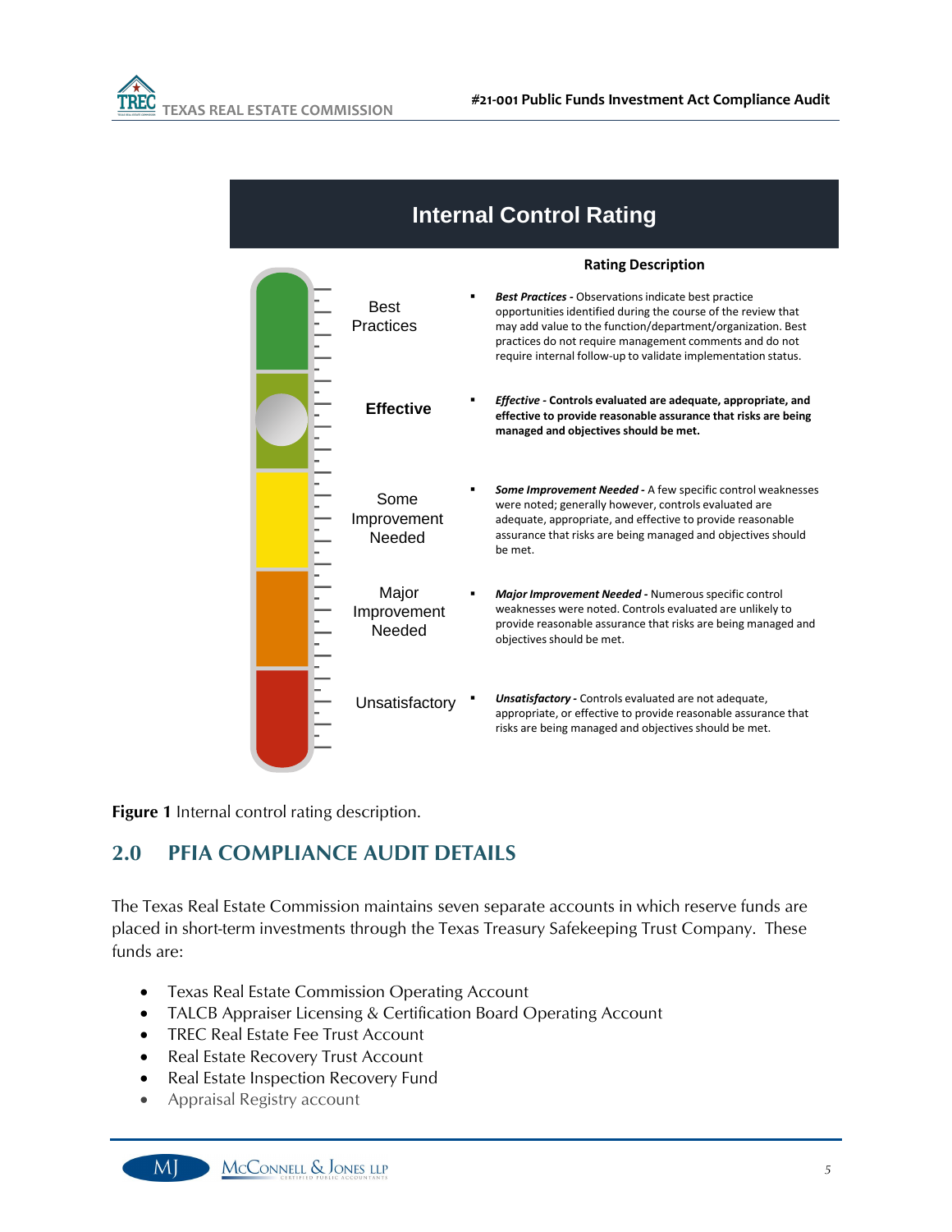## Internal Control Rating

**Rating Description**

| Rating | Description |
|---|---|
| Best Practices | ***Best Practices*** - Observations indicate best practice opportunities identified during the course of the review that may add value to the function/department/organization. Best practices do not require management comments and do not require internal follow-up to validate implementation status. |
| **Effective** | ***Effective*** **- Controls evaluated are adequate, appropriate, and effective to provide reasonable assurance that risks are being managed and objectives should be met.** |
| Some Improvement Needed | ***Some Improvement Needed*** - A few specific control weaknesses were noted; generally however, controls evaluated are adequate, appropriate, and effective to provide reasonable assurance that risks are being managed and objectives should be met. |
| Major Improvement Needed | ***Major Improvement Needed*** - Numerous specific control weaknesses were noted. Controls evaluated are unlikely to provide reasonable assurance that risks are being managed and objectives should be met. |
| Unsatisfactory | ***Unsatisfactory*** - Controls evaluated are not adequate, appropriate, or effective to provide reasonable assurance that risks are being managed and objectives should be met. |

**Figure 1** Internal control rating description.

## 2.0 PFIA COMPLIANCE AUDIT DETAILS

The Texas Real Estate Commission maintains seven separate accounts in which reserve funds are placed in short-term investments through the Texas Treasury Safekeeping Trust Company. These funds are:

- Texas Real Estate Commission Operating Account
- TALCB Appraiser Licensing & Certification Board Operating Account
- TREC Real Estate Fee Trust Account
- Real Estate Recovery Trust Account
- Real Estate Inspection Recovery Fund
- Appraisal Registry account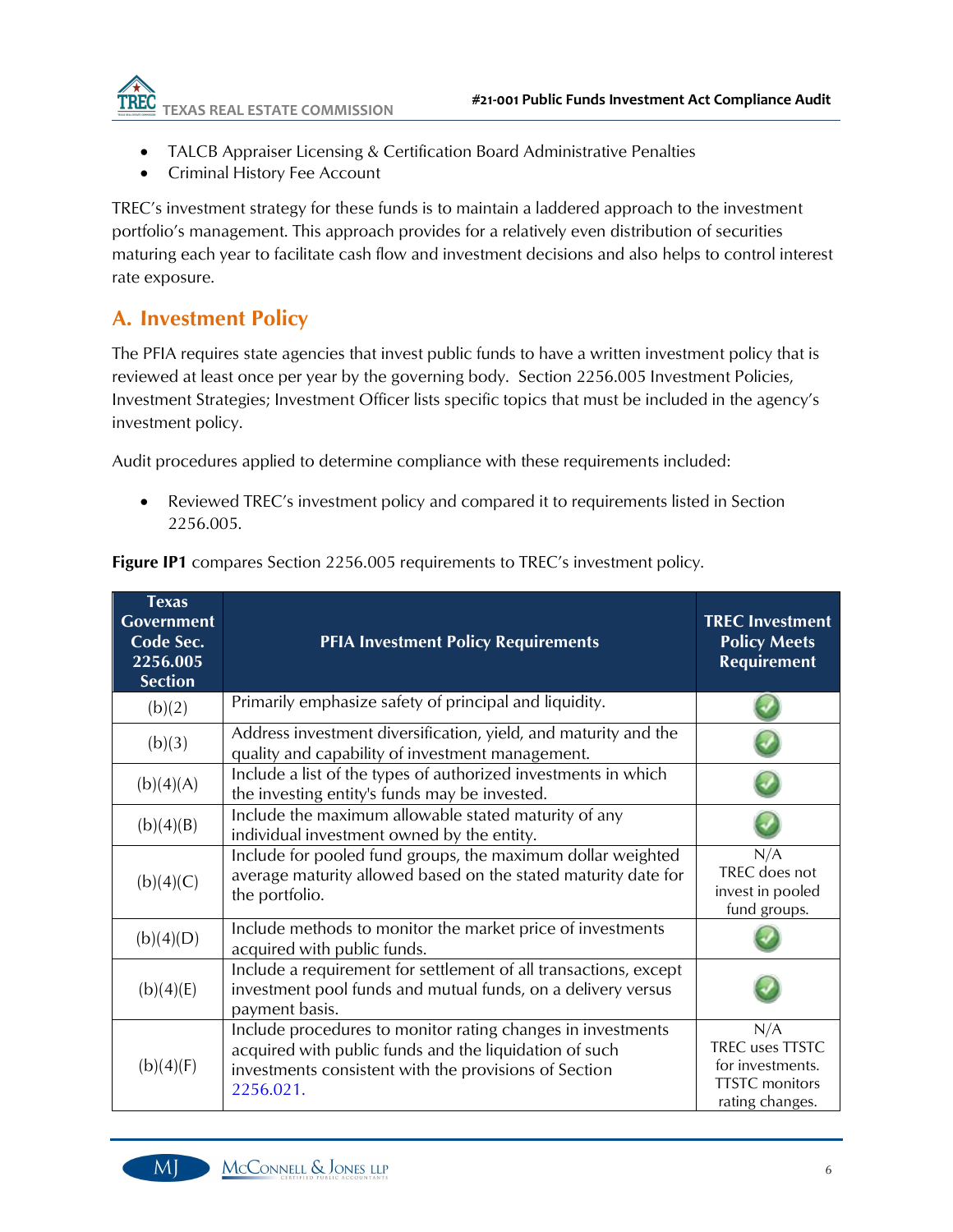- TALCB Appraiser Licensing & Certification Board Administrative Penalties
- Criminal History Fee Account

TREC's investment strategy for these funds is to maintain a laddered approach to the investment portfolio's management. This approach provides for a relatively even distribution of securities maturing each year to facilitate cash flow and investment decisions and also helps to control interest rate exposure.

## A. Investment Policy

The PFIA requires state agencies that invest public funds to have a written investment policy that is reviewed at least once per year by the governing body. Section 2256.005 Investment Policies, Investment Strategies; Investment Officer lists specific topics that must be included in the agency's investment policy.

Audit procedures applied to determine compliance with these requirements included:

- Reviewed TREC's investment policy and compared it to requirements listed in Section 2256.005.

**Figure IP1** compares Section 2256.005 requirements to TREC's investment policy.

| Texas Government Code Sec. 2256.005 Section | PFIA Investment Policy Requirements | TREC Investment Policy Meets Requirement |
|---|---|---|
| (b)(2) | Primarily emphasize safety of principal and liquidity. | ✔ |
| (b)(3) | Address investment diversification, yield, and maturity and the quality and capability of investment management. | ✔ |
| (b)(4)(A) | Include a list of the types of authorized investments in which the investing entity's funds may be invested. | ✔ |
| (b)(4)(B) | Include the maximum allowable stated maturity of any individual investment owned by the entity. | ✔ |
| (b)(4)(C) | Include for pooled fund groups, the maximum dollar weighted average maturity allowed based on the stated maturity date for the portfolio. | N/A TREC does not invest in pooled fund groups. |
| (b)(4)(D) | Include methods to monitor the market price of investments acquired with public funds. | ✔ |
| (b)(4)(E) | Include a requirement for settlement of all transactions, except investment pool funds and mutual funds, on a delivery versus payment basis. | ✔ |
| (b)(4)(F) | Include procedures to monitor rating changes in investments acquired with public funds and the liquidation of such investments consistent with the provisions of Section 2256.021. | N/A TREC uses TTSTC for investments. TTSTC monitors rating changes. |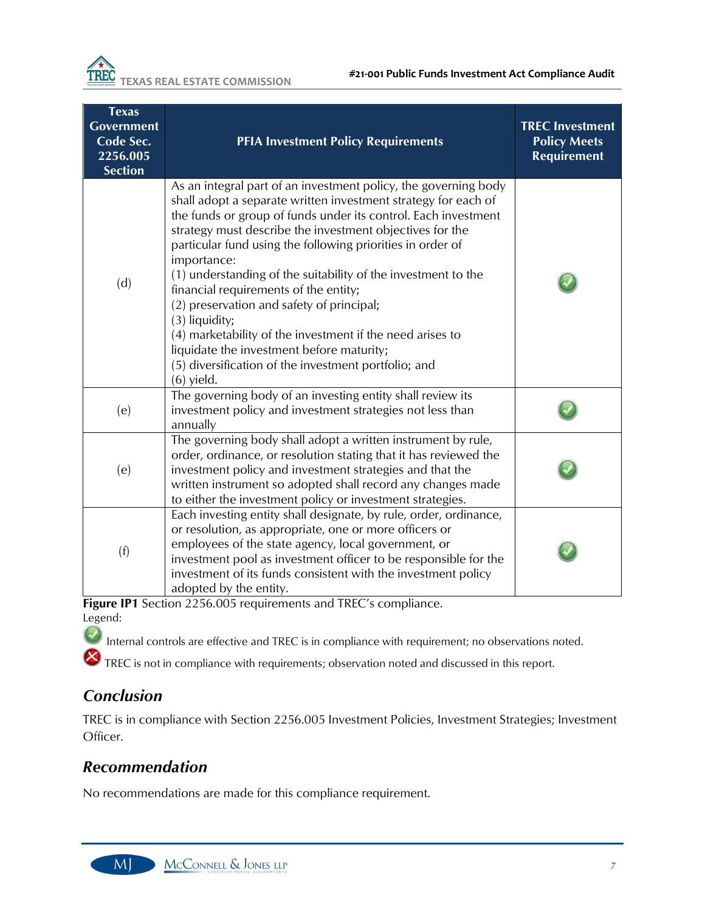| Texas Government Code Sec. 2256.005 Section | PFIA Investment Policy Requirements | TREC Investment Policy Meets Requirement |
|---|---|---|
| (d) | As an integral part of an investment policy, the governing body shall adopt a separate written investment strategy for each of the funds or group of funds under its control. Each investment strategy must describe the investment objectives for the particular fund using the following priorities in order of importance: (1) understanding of the suitability of the investment to the financial requirements of the entity; (2) preservation and safety of principal; (3) liquidity; (4) marketability of the investment if the need arises to liquidate the investment before maturity; (5) diversification of the investment portfolio; and (6) yield. | ✓ |
| (e) | The governing body of an investing entity shall review its investment policy and investment strategies not less than annually | ✓ |
| (e) | The governing body shall adopt a written instrument by rule, order, ordinance, or resolution stating that it has reviewed the investment policy and investment strategies and that the written instrument so adopted shall record any changes made to either the investment policy or investment strategies. | ✓ |
| (f) | Each investing entity shall designate, by rule, order, ordinance, or resolution, as appropriate, one or more officers or employees of the state agency, local government, or investment pool as investment officer to be responsible for the investment of its funds consistent with the investment policy adopted by the entity. | ✓ |

**Figure IP1** Section 2256.005 requirements and TREC's compliance.

Legend:

✓ Internal controls are effective and TREC is in compliance with requirement; no observations noted.

✗ TREC is not in compliance with requirements; observation noted and discussed in this report.

## *Conclusion*

TREC is in compliance with Section 2256.005 Investment Policies, Investment Strategies; Investment Officer.

## *Recommendation*

No recommendations are made for this compliance requirement.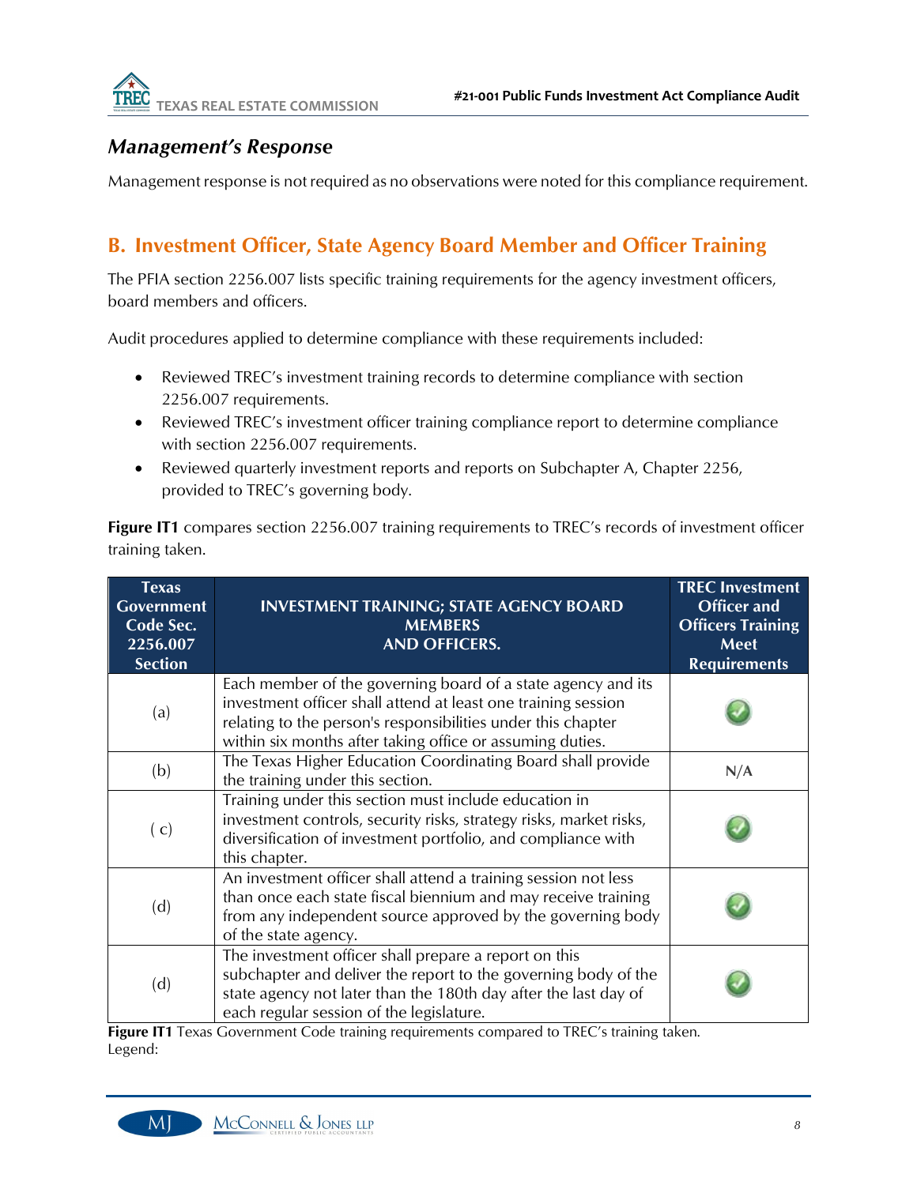## *Management's Response*

Management response is not required as no observations were noted for this compliance requirement.

## B. Investment Officer, State Agency Board Member and Officer Training

The PFIA section 2256.007 lists specific training requirements for the agency investment officers, board members and officers.

Audit procedures applied to determine compliance with these requirements included:

- Reviewed TREC's investment training records to determine compliance with section 2256.007 requirements.
- Reviewed TREC's investment officer training compliance report to determine compliance with section 2256.007 requirements.
- Reviewed quarterly investment reports and reports on Subchapter A, Chapter 2256, provided to TREC's governing body.

**Figure IT1** compares section 2256.007 training requirements to TREC's records of investment officer training taken.

| Texas Government Code Sec. 2256.007 Section | INVESTMENT TRAINING; STATE AGENCY BOARD MEMBERS AND OFFICERS. | TREC Investment Officer and Officers Training Meet Requirements |
|---|---|---|
| (a) | Each member of the governing board of a state agency and its investment officer shall attend at least one training session relating to the person's responsibilities under this chapter within six months after taking office or assuming duties. | ✓ |
| (b) | The Texas Higher Education Coordinating Board shall provide the training under this section. | N/A |
| ( c) | Training under this section must include education in investment controls, security risks, strategy risks, market risks, diversification of investment portfolio, and compliance with this chapter. | ✓ |
| (d) | An investment officer shall attend a training session not less than once each state fiscal biennium and may receive training from any independent source approved by the governing body of the state agency. | ✓ |
| (d) | The investment officer shall prepare a report on this subchapter and deliver the report to the governing body of the state agency not later than the 180th day after the last day of each regular session of the legislature. | ✓ |

**Figure IT1** Texas Government Code training requirements compared to TREC's training taken.
Legend: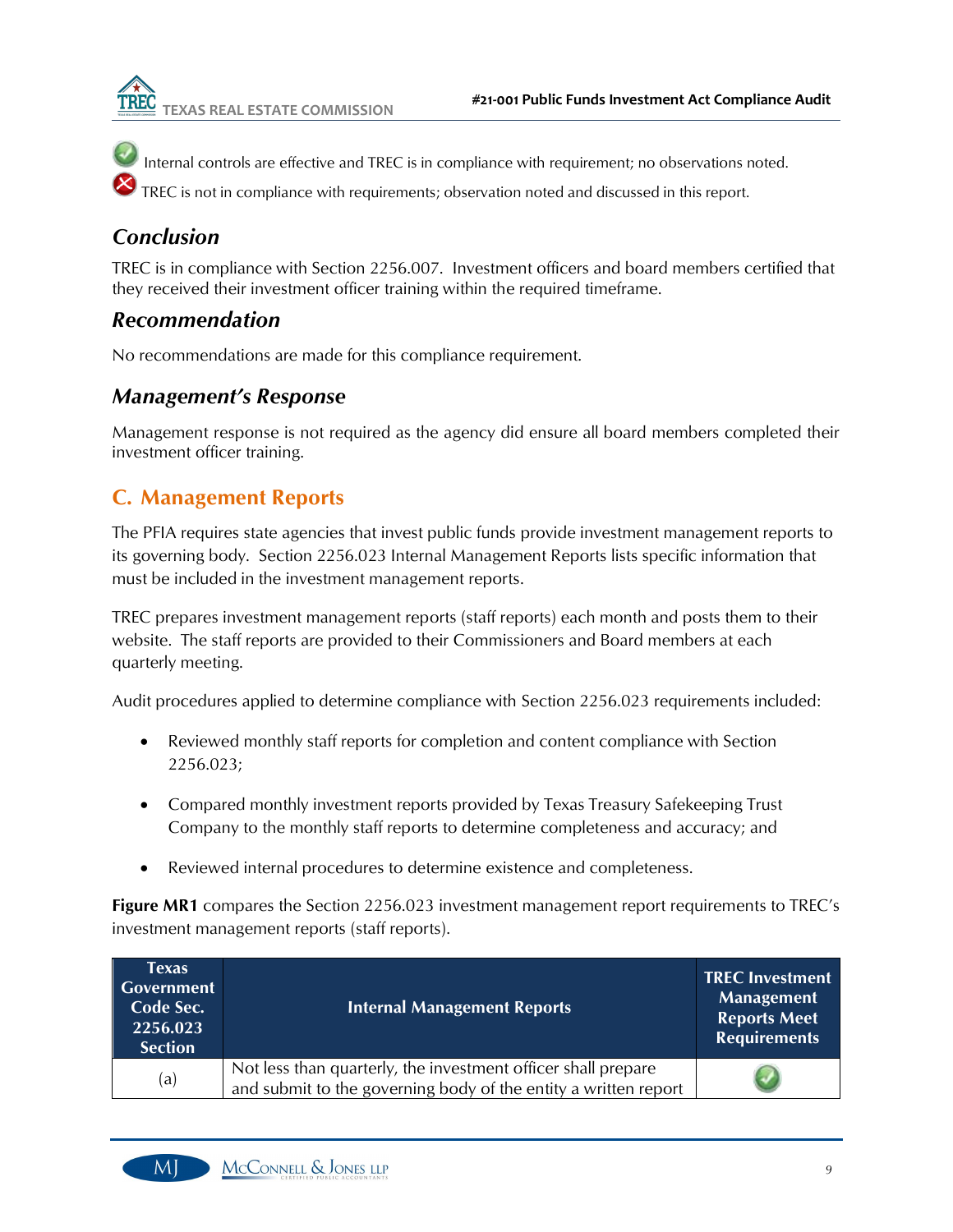✅ Internal controls are effective and TREC is in compliance with requirement; no observations noted.

❌ TREC is not in compliance with requirements; observation noted and discussed in this report.

### *Conclusion*

TREC is in compliance with Section 2256.007. Investment officers and board members certified that they received their investment officer training within the required timeframe.

### *Recommendation*

No recommendations are made for this compliance requirement.

### *Management's Response*

Management response is not required as the agency did ensure all board members completed their investment officer training.

## C. Management Reports

The PFIA requires state agencies that invest public funds provide investment management reports to its governing body. Section 2256.023 Internal Management Reports lists specific information that must be included in the investment management reports.

TREC prepares investment management reports (staff reports) each month and posts them to their website. The staff reports are provided to their Commissioners and Board members at each quarterly meeting.

Audit procedures applied to determine compliance with Section 2256.023 requirements included:

- Reviewed monthly staff reports for completion and content compliance with Section 2256.023;
- Compared monthly investment reports provided by Texas Treasury Safekeeping Trust Company to the monthly staff reports to determine completeness and accuracy; and
- Reviewed internal procedures to determine existence and completeness.

**Figure MR1** compares the Section 2256.023 investment management report requirements to TREC's investment management reports (staff reports).

| Texas Government Code Sec. 2256.023 Section | Internal Management Reports | TREC Investment Management Reports Meet Requirements |
|---|---|---|
| (a) | Not less than quarterly, the investment officer shall prepare and submit to the governing body of the entity a written report | ✅ |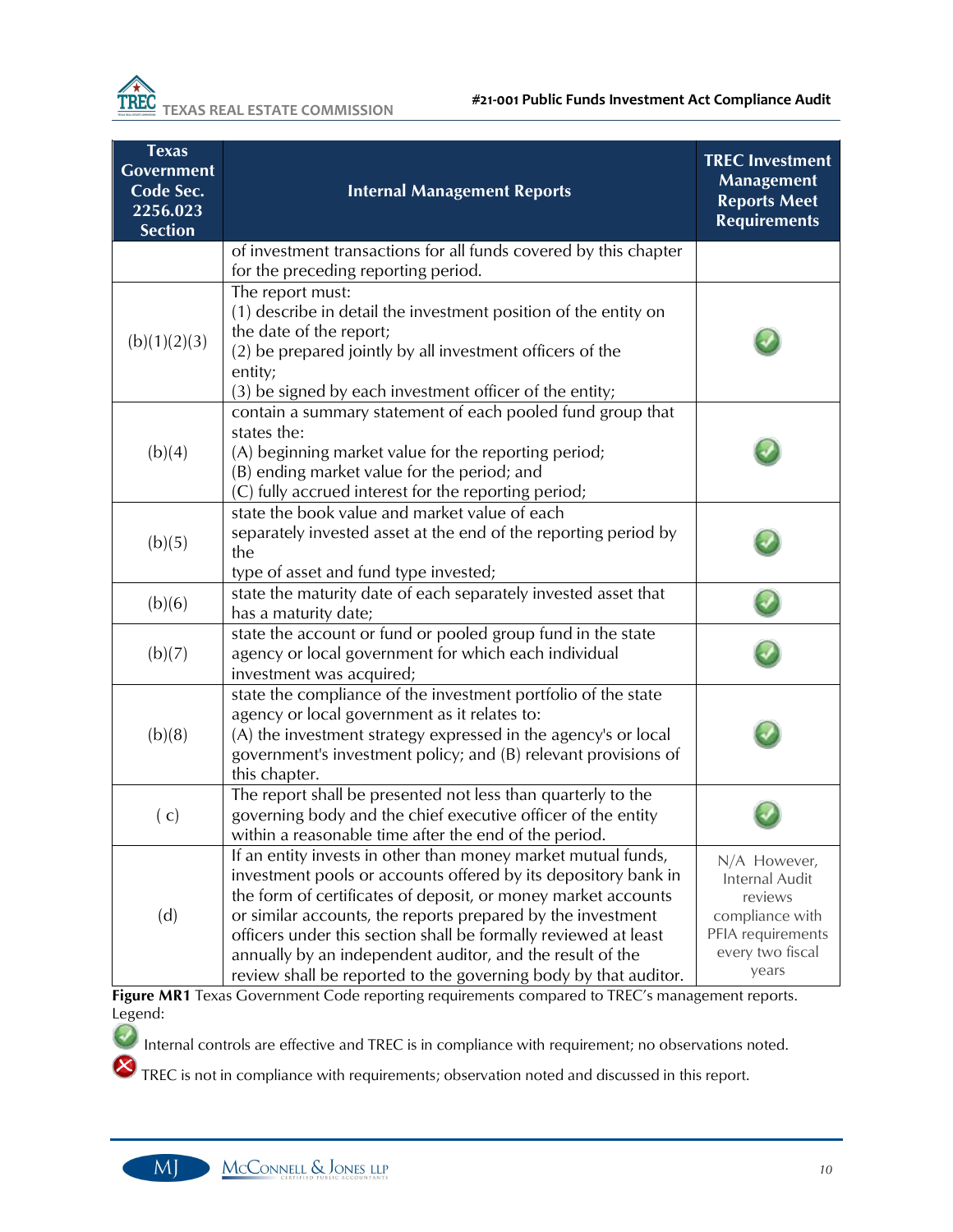| Texas Government Code Sec. 2256.023 Section | Internal Management Reports | TREC Investment Management Reports Meet Requirements |
|---|---|---|
| | of investment transactions for all funds covered by this chapter for the preceding reporting period. | |
| (b)(1)(2)(3) | The report must:<br>(1) describe in detail the investment position of the entity on the date of the report;<br>(2) be prepared jointly by all investment officers of the entity;<br>(3) be signed by each investment officer of the entity; | ✔ |
| (b)(4) | contain a summary statement of each pooled fund group that states the:<br>(A) beginning market value for the reporting period;<br>(B) ending market value for the period; and<br>(C) fully accrued interest for the reporting period; | ✔ |
| (b)(5) | state the book value and market value of each separately invested asset at the end of the reporting period by the type of asset and fund type invested; | ✔ |
| (b)(6) | state the maturity date of each separately invested asset that has a maturity date; | ✔ |
| (b)(7) | state the account or fund or pooled group fund in the state agency or local government for which each individual investment was acquired; | ✔ |
| (b)(8) | state the compliance of the investment portfolio of the state agency or local government as it relates to:<br>(A) the investment strategy expressed in the agency's or local government's investment policy; and (B) relevant provisions of this chapter. | ✔ |
| ( c) | The report shall be presented not less than quarterly to the governing body and the chief executive officer of the entity within a reasonable time after the end of the period. | ✔ |
| (d) | If an entity invests in other than money market mutual funds, investment pools or accounts offered by its depository bank in the form of certificates of deposit, or money market accounts or similar accounts, the reports prepared by the investment officers under this section shall be formally reviewed at least annually by an independent auditor, and the result of the review shall be reported to the governing body by that auditor. | N/A However, Internal Audit reviews compliance with PFIA requirements every two fiscal years |

**Figure MR1** Texas Government Code reporting requirements compared to TREC's management reports.

Legend:

✔ Internal controls are effective and TREC is in compliance with requirement; no observations noted.

✖ TREC is not in compliance with requirements; observation noted and discussed in this report.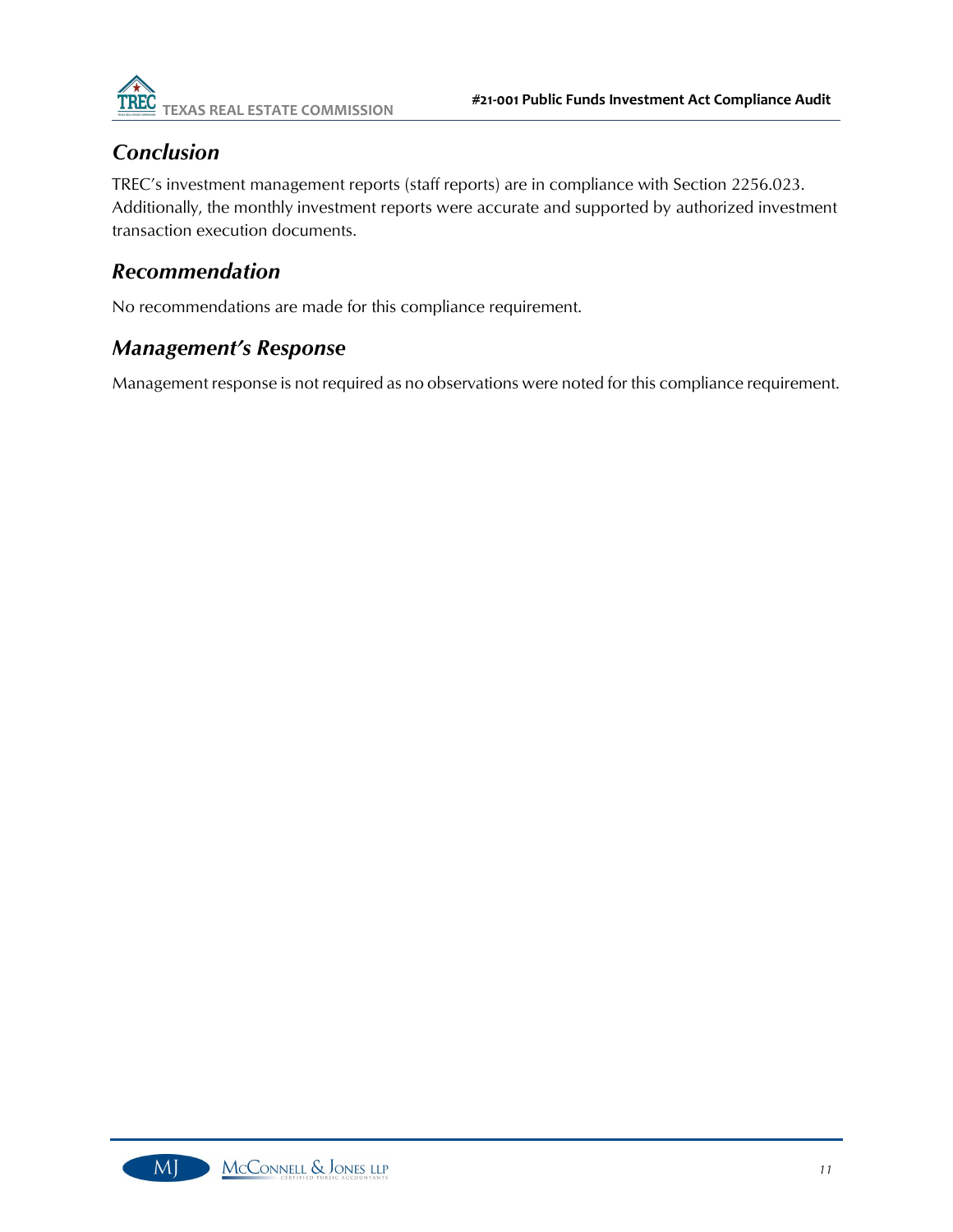## *Conclusion*

TREC's investment management reports (staff reports) are in compliance with Section 2256.023. Additionally, the monthly investment reports were accurate and supported by authorized investment transaction execution documents.

## *Recommendation*

No recommendations are made for this compliance requirement.

## *Management's Response*

Management response is not required as no observations were noted for this compliance requirement.